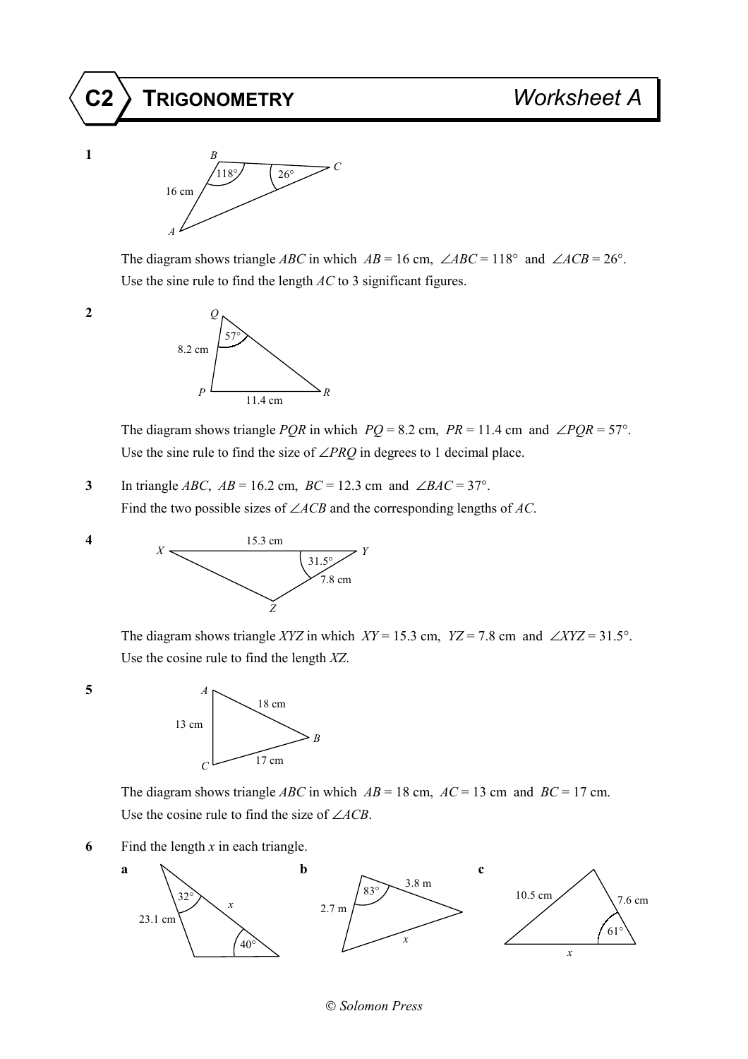# C2 TRIGONOMETRY Worksheet A

**1**

B
118°
26°
C
16 cm
A

The diagram shows triangle $ABC$ in which $AB = 16$ cm, $\angle ABC = 118°$ and $\angle ACB = 26°$.
Use the sine rule to find the length $AC$ to 3 significant figures.

**2**

Q
57°
8.2 cm
P
R
11.4 cm

The diagram shows triangle $PQR$ in which $PQ = 8.2$ cm, $PR = 11.4$ cm and $\angle PQR = 57°$.
Use the sine rule to find the size of $\angle PRQ$ in degrees to 1 decimal place.

**3** In triangle $ABC$, $AB = 16.2$ cm, $BC = 12.3$ cm and $\angle BAC = 37°$.
Find the two possible sizes of $\angle ACB$ and the corresponding lengths of $AC$.

**4**

15.3 cm
X
Y
31.5°
7.8 cm
Z

The diagram shows triangle $XYZ$ in which $XY = 15.3$ cm, $YZ = 7.8$ cm and $\angle XYZ = 31.5°$.
Use the cosine rule to find the length $XZ$.

**5**

A
18 cm
13 cm
B
C
17 cm

The diagram shows triangle $ABC$ in which $AB = 18$ cm, $AC = 13$ cm and $BC = 17$ cm.
Use the cosine rule to find the size of $\angle ACB$.

**6** Find the length $x$ in each triangle.

**a**

32°
x
23.1 cm
40°

**b**

83°
3.8 m
2.7 m
x

**c**

10.5 cm
7.6 cm
61°
x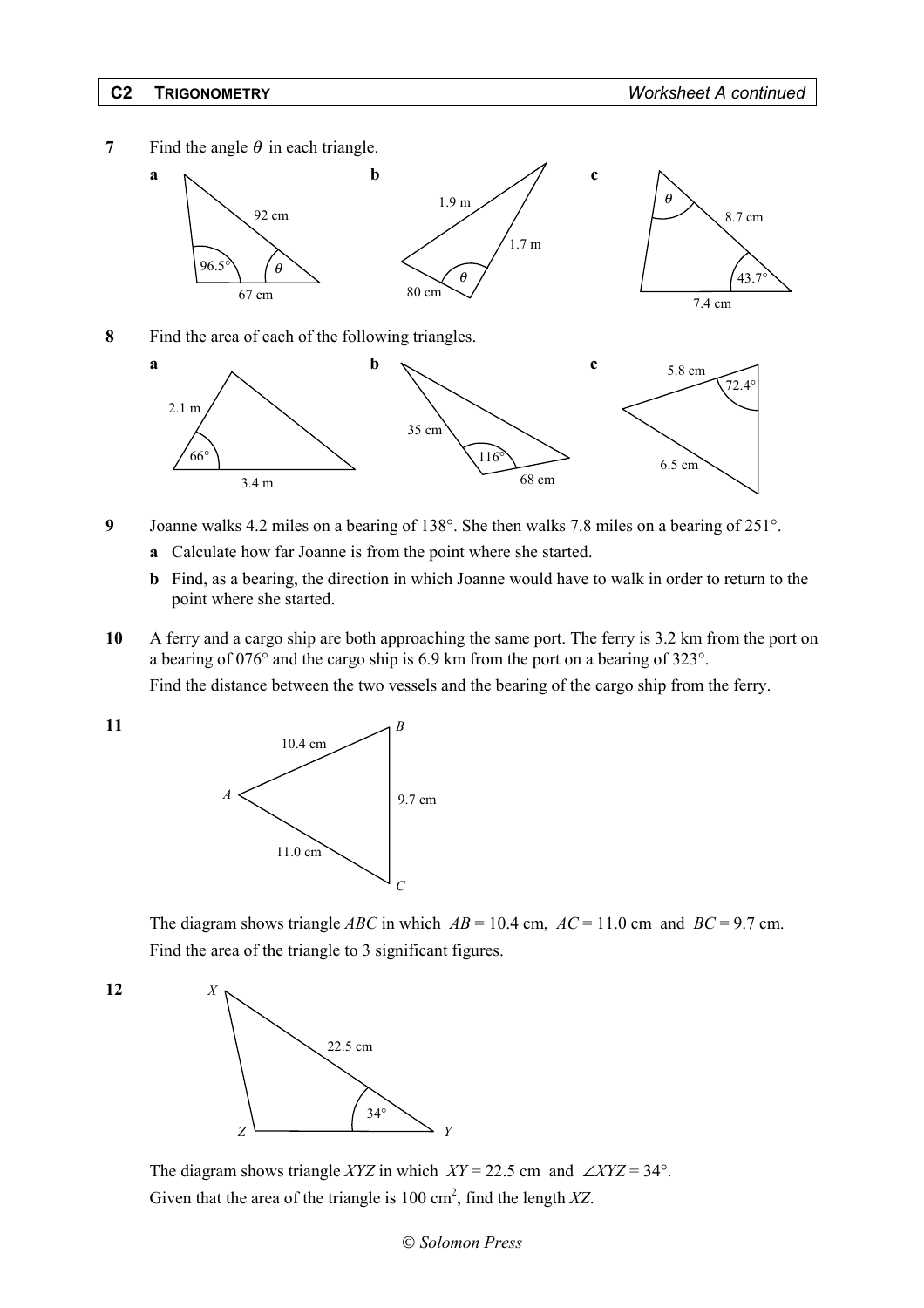**7** Find the angle $\theta$ in each triangle.

**a**

92 cm
96.5°
$\theta$
67 cm

**b**

1.9 m
1.7 m
$\theta$
80 cm

**c**

$\theta$
8.7 cm
43.7°
7.4 cm

**8** Find the area of each of the following triangles.

**a**

2.1 m
66°
3.4 m

**b**

35 cm
116°
68 cm

**c**

5.8 cm
72.4°
6.5 cm

**9** Joanne walks 4.2 miles on a bearing of 138°. She then walks 7.8 miles on a bearing of 251°.

**a** Calculate how far Joanne is from the point where she started.

**b** Find, as a bearing, the direction in which Joanne would have to walk in order to return to the point where she started.

**10** A ferry and a cargo ship are both approaching the same port. The ferry is 3.2 km from the port on a bearing of 076° and the cargo ship is 6.9 km from the port on a bearing of 323°.

Find the distance between the two vessels and the bearing of the cargo ship from the ferry.

**11**

$B$
10.4 cm
$A$
9.7 cm
11.0 cm
$C$

The diagram shows triangle $ABC$ in which $AB = 10.4$ cm, $AC = 11.0$ cm and $BC = 9.7$ cm.

Find the area of the triangle to 3 significant figures.

**12**

$X$
22.5 cm
34°
$Z$
$Y$

The diagram shows triangle $XYZ$ in which $XY = 22.5$ cm and $\angle XYZ = 34°$.

Given that the area of the triangle is 100 cm$^2$, find the length $XZ$.